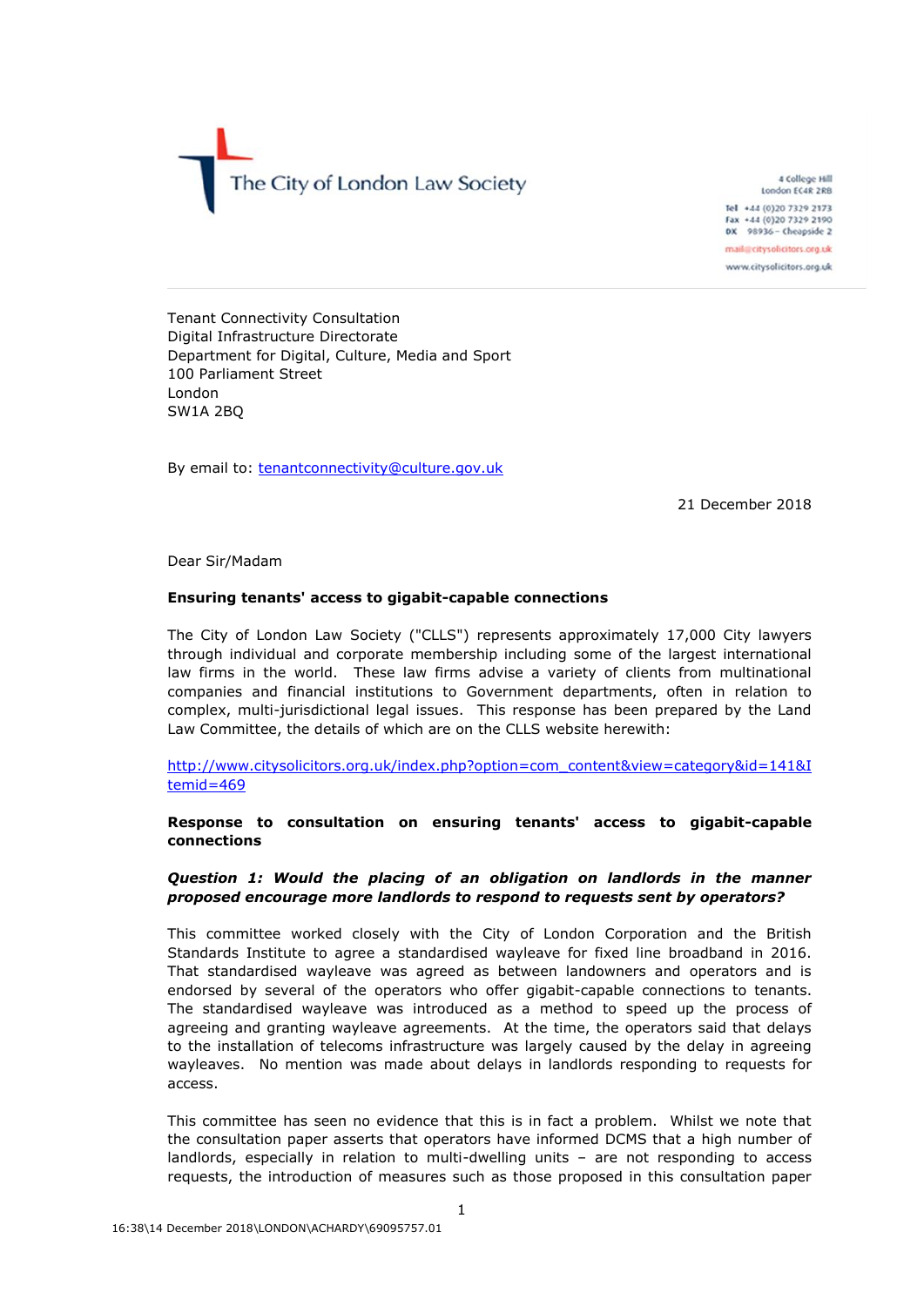The City of London Law Society

4 College Hill
London EC4R 2RB

Tel +44 (0)20 7329 2173
Fax +44 (0)20 7329 2190
DX 98936 – Cheapside 2

mail@citysolicitors.org.uk

www.citysolicitors.org.uk

Tenant Connectivity Consultation
Digital Infrastructure Directorate
Department for Digital, Culture, Media and Sport
100 Parliament Street
London
SW1A 2BQ

By email to: tenantconnectivity@culture.gov.uk

21 December 2018

Dear Sir/Madam

**Ensuring tenants' access to gigabit-capable connections**

The City of London Law Society ("CLLS") represents approximately 17,000 City lawyers through individual and corporate membership including some of the largest international law firms in the world. These law firms advise a variety of clients from multinational companies and financial institutions to Government departments, often in relation to complex, multi-jurisdictional legal issues. This response has been prepared by the Land Law Committee, the details of which are on the CLLS website herewith:

http://www.citysolicitors.org.uk/index.php?option=com_content&view=category&id=141&Itemid=469

**Response to consultation on ensuring tenants' access to gigabit-capable connections**

***Question 1: Would the placing of an obligation on landlords in the manner proposed encourage more landlords to respond to requests sent by operators?***

This committee worked closely with the City of London Corporation and the British Standards Institute to agree a standardised wayleave for fixed line broadband in 2016. That standardised wayleave was agreed as between landowners and operators and is endorsed by several of the operators who offer gigabit-capable connections to tenants. The standardised wayleave was introduced as a method to speed up the process of agreeing and granting wayleave agreements. At the time, the operators said that delays to the installation of telecoms infrastructure was largely caused by the delay in agreeing wayleaves. No mention was made about delays in landlords responding to requests for access.

This committee has seen no evidence that this is in fact a problem. Whilst we note that the consultation paper asserts that operators have informed DCMS that a high number of landlords, especially in relation to multi-dwelling units – are not responding to access requests, the introduction of measures such as those proposed in this consultation paper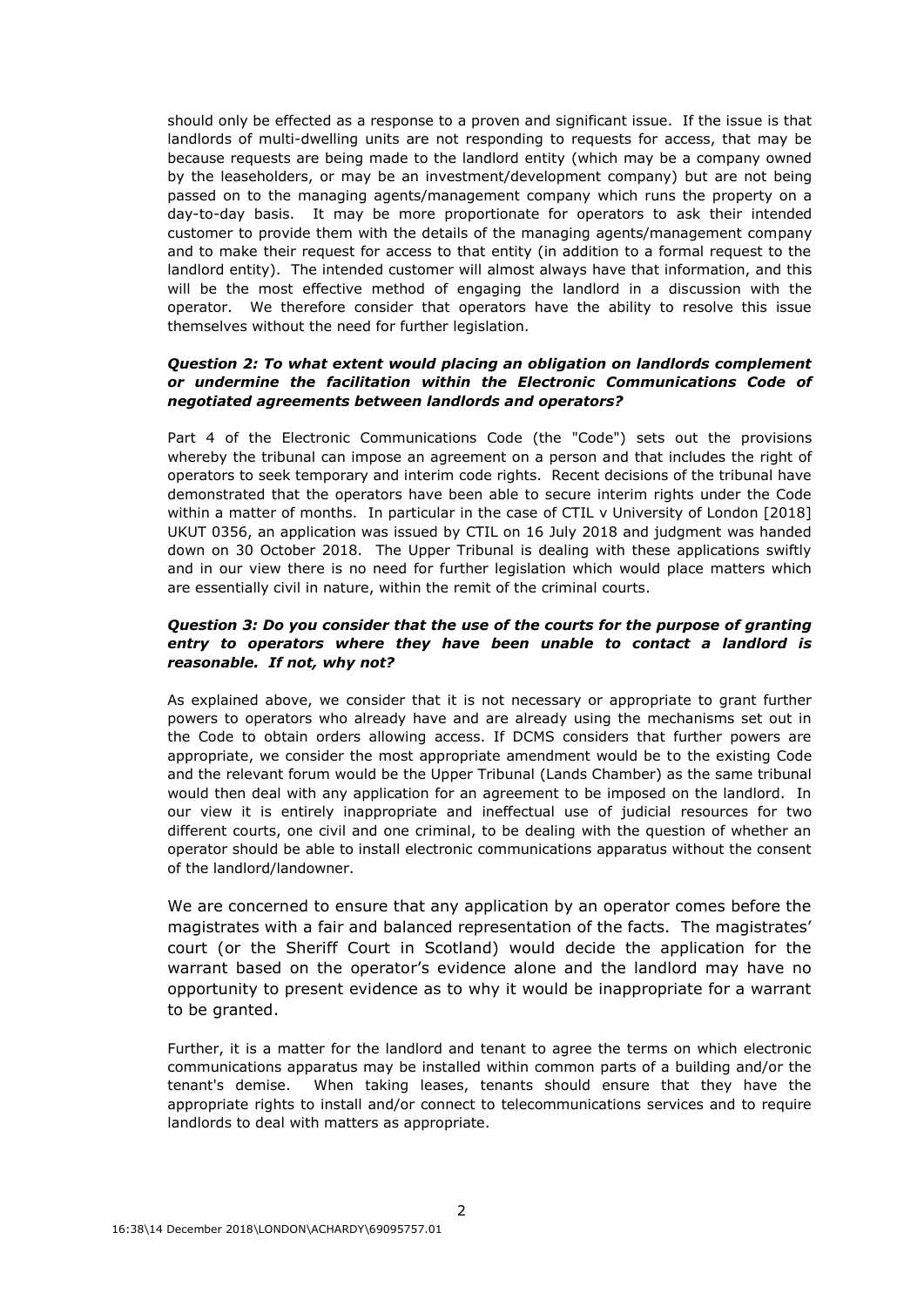should only be effected as a response to a proven and significant issue. If the issue is that landlords of multi-dwelling units are not responding to requests for access, that may be because requests are being made to the landlord entity (which may be a company owned by the leaseholders, or may be an investment/development company) but are not being passed on to the managing agents/management company which runs the property on a day-to-day basis. It may be more proportionate for operators to ask their intended customer to provide them with the details of the managing agents/management company and to make their request for access to that entity (in addition to a formal request to the landlord entity). The intended customer will almost always have that information, and this will be the most effective method of engaging the landlord in a discussion with the operator. We therefore consider that operators have the ability to resolve this issue themselves without the need for further legislation.

***Question 2: To what extent would placing an obligation on landlords complement or undermine the facilitation within the Electronic Communications Code of negotiated agreements between landlords and operators?***

Part 4 of the Electronic Communications Code (the "Code") sets out the provisions whereby the tribunal can impose an agreement on a person and that includes the right of operators to seek temporary and interim code rights. Recent decisions of the tribunal have demonstrated that the operators have been able to secure interim rights under the Code within a matter of months. In particular in the case of CTIL v University of London [2018] UKUT 0356, an application was issued by CTIL on 16 July 2018 and judgment was handed down on 30 October 2018. The Upper Tribunal is dealing with these applications swiftly and in our view there is no need for further legislation which would place matters which are essentially civil in nature, within the remit of the criminal courts.

***Question 3: Do you consider that the use of the courts for the purpose of granting entry to operators where they have been unable to contact a landlord is reasonable. If not, why not?***

As explained above, we consider that it is not necessary or appropriate to grant further powers to operators who already have and are already using the mechanisms set out in the Code to obtain orders allowing access. If DCMS considers that further powers are appropriate, we consider the most appropriate amendment would be to the existing Code and the relevant forum would be the Upper Tribunal (Lands Chamber) as the same tribunal would then deal with any application for an agreement to be imposed on the landlord. In our view it is entirely inappropriate and ineffectual use of judicial resources for two different courts, one civil and one criminal, to be dealing with the question of whether an operator should be able to install electronic communications apparatus without the consent of the landlord/landowner.

We are concerned to ensure that any application by an operator comes before the magistrates with a fair and balanced representation of the facts. The magistrates' court (or the Sheriff Court in Scotland) would decide the application for the warrant based on the operator's evidence alone and the landlord may have no opportunity to present evidence as to why it would be inappropriate for a warrant to be granted.

Further, it is a matter for the landlord and tenant to agree the terms on which electronic communications apparatus may be installed within common parts of a building and/or the tenant's demise. When taking leases, tenants should ensure that they have the appropriate rights to install and/or connect to telecommunications services and to require landlords to deal with matters as appropriate.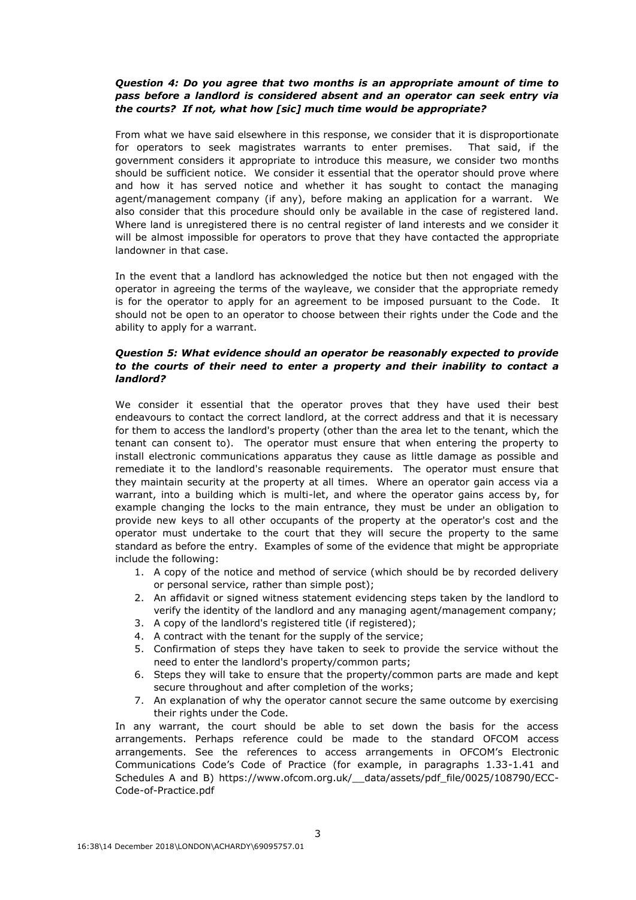***Question 4: Do you agree that two months is an appropriate amount of time to pass before a landlord is considered absent and an operator can seek entry via the courts? If not, what how [sic] much time would be appropriate?***

From what we have said elsewhere in this response, we consider that it is disproportionate for operators to seek magistrates warrants to enter premises. That said, if the government considers it appropriate to introduce this measure, we consider two months should be sufficient notice. We consider it essential that the operator should prove where and how it has served notice and whether it has sought to contact the managing agent/management company (if any), before making an application for a warrant. We also consider that this procedure should only be available in the case of registered land. Where land is unregistered there is no central register of land interests and we consider it will be almost impossible for operators to prove that they have contacted the appropriate landowner in that case.

In the event that a landlord has acknowledged the notice but then not engaged with the operator in agreeing the terms of the wayleave, we consider that the appropriate remedy is for the operator to apply for an agreement to be imposed pursuant to the Code. It should not be open to an operator to choose between their rights under the Code and the ability to apply for a warrant.

***Question 5: What evidence should an operator be reasonably expected to provide to the courts of their need to enter a property and their inability to contact a landlord?***

We consider it essential that the operator proves that they have used their best endeavours to contact the correct landlord, at the correct address and that it is necessary for them to access the landlord's property (other than the area let to the tenant, which the tenant can consent to). The operator must ensure that when entering the property to install electronic communications apparatus they cause as little damage as possible and remediate it to the landlord's reasonable requirements. The operator must ensure that they maintain security at the property at all times. Where an operator gain access via a warrant, into a building which is multi-let, and where the operator gains access by, for example changing the locks to the main entrance, they must be under an obligation to provide new keys to all other occupants of the property at the operator's cost and the operator must undertake to the court that they will secure the property to the same standard as before the entry. Examples of some of the evidence that might be appropriate include the following:

1. A copy of the notice and method of service (which should be by recorded delivery or personal service, rather than simple post);
2. An affidavit or signed witness statement evidencing steps taken by the landlord to verify the identity of the landlord and any managing agent/management company;
3. A copy of the landlord's registered title (if registered);
4. A contract with the tenant for the supply of the service;
5. Confirmation of steps they have taken to seek to provide the service without the need to enter the landlord's property/common parts;
6. Steps they will take to ensure that the property/common parts are made and kept secure throughout and after completion of the works;
7. An explanation of why the operator cannot secure the same outcome by exercising their rights under the Code.

In any warrant, the court should be able to set down the basis for the access arrangements. Perhaps reference could be made to the standard OFCOM access arrangements. See the references to access arrangements in OFCOM's Electronic Communications Code's Code of Practice (for example, in paragraphs 1.33-1.41 and Schedules A and B) https://www.ofcom.org.uk/__data/assets/pdf_file/0025/108790/ECC-Code-of-Practice.pdf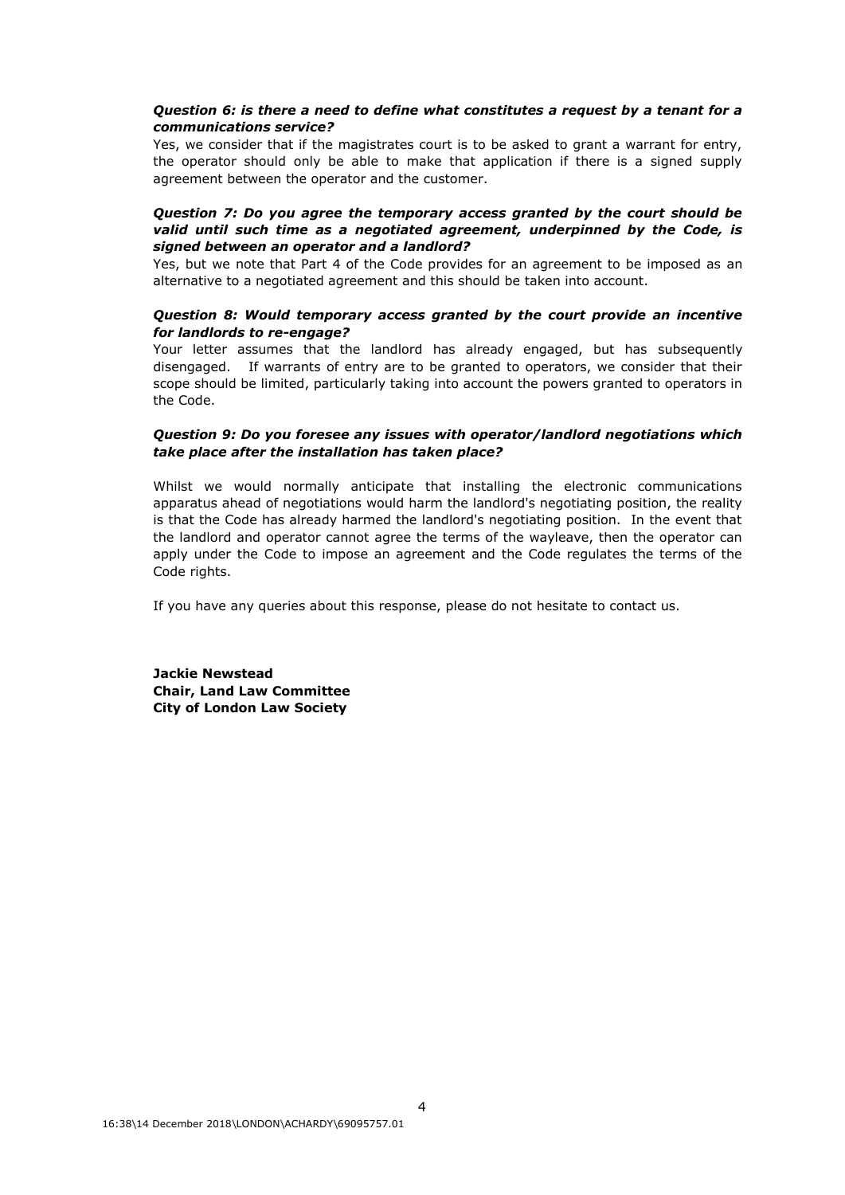***Question 6: is there a need to define what constitutes a request by a tenant for a communications service?***

Yes, we consider that if the magistrates court is to be asked to grant a warrant for entry, the operator should only be able to make that application if there is a signed supply agreement between the operator and the customer.

***Question 7: Do you agree the temporary access granted by the court should be valid until such time as a negotiated agreement, underpinned by the Code, is signed between an operator and a landlord?***

Yes, but we note that Part 4 of the Code provides for an agreement to be imposed as an alternative to a negotiated agreement and this should be taken into account.

***Question 8: Would temporary access granted by the court provide an incentive for landlords to re-engage?***

Your letter assumes that the landlord has already engaged, but has subsequently disengaged. If warrants of entry are to be granted to operators, we consider that their scope should be limited, particularly taking into account the powers granted to operators in the Code.

***Question 9: Do you foresee any issues with operator/landlord negotiations which take place after the installation has taken place?***

Whilst we would normally anticipate that installing the electronic communications apparatus ahead of negotiations would harm the landlord's negotiating position, the reality is that the Code has already harmed the landlord's negotiating position. In the event that the landlord and operator cannot agree the terms of the wayleave, then the operator can apply under the Code to impose an agreement and the Code regulates the terms of the Code rights.

If you have any queries about this response, please do not hesitate to contact us.

**Jackie Newstead**
**Chair, Land Law Committee**
**City of London Law Society**

16:38\14 December 2018\LONDON\ACHARDY\69095757.01